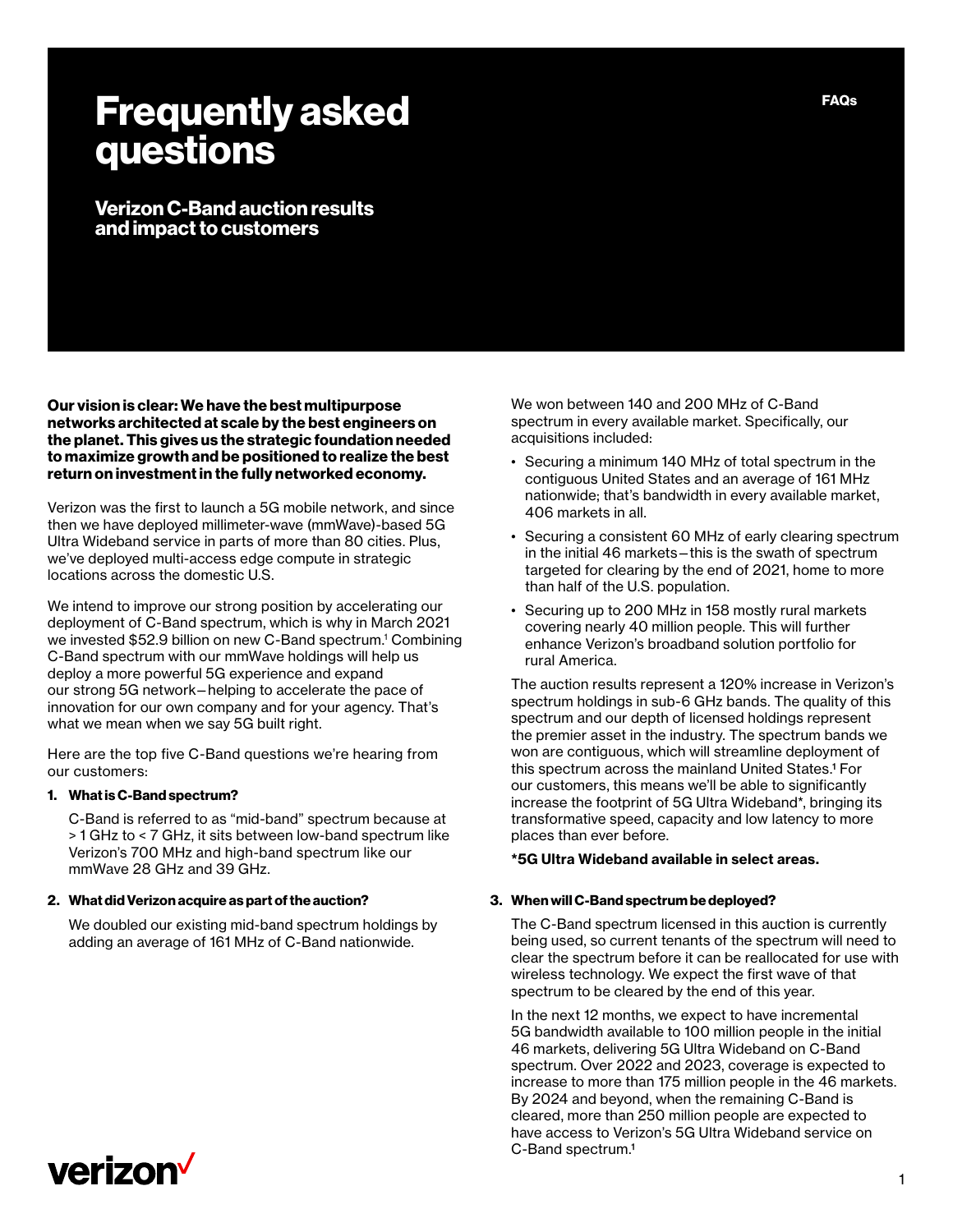# Frequently asked questions

## Verizon C-Band auction results and impact to customers

**Our vision is clear: We have the best multipurpose networks architected at scale by the best engineers on the planet. This gives us the strategic foundation needed to maximize growth and be positioned to realize the best return on investment in the fully networked economy.**

Verizon was the first to launch a 5G mobile network, and since then we have deployed millimeter-wave (mmWave)-based 5G Ultra Wideband service in parts of more than 80 cities. Plus, we've deployed multi-access edge compute in strategic locations across the domestic U.S.

We intend to improve our strong position by accelerating our deployment of C-Band spectrum, which is why in March 2021 we invested $52.9 billion on new C-Band spectrum.[1] Combining C-Band spectrum with our mmWave holdings will help us deploy a more powerful 5G experience and expand our strong 5G network—helping to accelerate the pace of innovation for our own company and for your agency. That's what we mean when we say 5G built right.

Here are the top five C-Band questions we're hearing from our customers:

**1. What is C-Band spectrum?**

C-Band is referred to as "mid-band" spectrum because at > 1 GHz to < 7 GHz, it sits between low-band spectrum like Verizon's 700 MHz and high-band spectrum like our mmWave 28 GHz and 39 GHz.

**2. What did Verizon acquire as part of the auction?**

We doubled our existing mid-band spectrum holdings by adding an average of 161 MHz of C-Band nationwide.

We won between 140 and 200 MHz of C-Band spectrum in every available market. Specifically, our acquisitions included:

- Securing a minimum 140 MHz of total spectrum in the contiguous United States and an average of 161 MHz nationwide; that's bandwidth in every available market, 406 markets in all.
- Securing a consistent 60 MHz of early clearing spectrum in the initial 46 markets—this is the swath of spectrum targeted for clearing by the end of 2021, home to more than half of the U.S. population.
- Securing up to 200 MHz in 158 mostly rural markets covering nearly 40 million people. This will further enhance Verizon's broadband solution portfolio for rural America.

The auction results represent a 120% increase in Verizon's spectrum holdings in sub-6 GHz bands. The quality of this spectrum and our depth of licensed holdings represent the premier asset in the industry. The spectrum bands we won are contiguous, which will streamline deployment of this spectrum across the mainland United States.[1] For our customers, this means we'll be able to significantly increase the footprint of 5G Ultra Wideband*, bringing its transformative speed, capacity and low latency to more places than ever before.

**\*5G Ultra Wideband available in select areas.**

**3. When will C-Band spectrum be deployed?**

The C-Band spectrum licensed in this auction is currently being used, so current tenants of the spectrum will need to clear the spectrum before it can be reallocated for use with wireless technology. We expect the first wave of that spectrum to be cleared by the end of this year.

In the next 12 months, we expect to have incremental 5G bandwidth available to 100 million people in the initial 46 markets, delivering 5G Ultra Wideband on C-Band spectrum. Over 2022 and 2023, coverage is expected to increase to more than 175 million people in the 46 markets. By 2024 and beyond, when the remaining C-Band is cleared, more than 250 million people are expected to have access to Verizon's 5G Ultra Wideband service on C-Band spectrum.[1]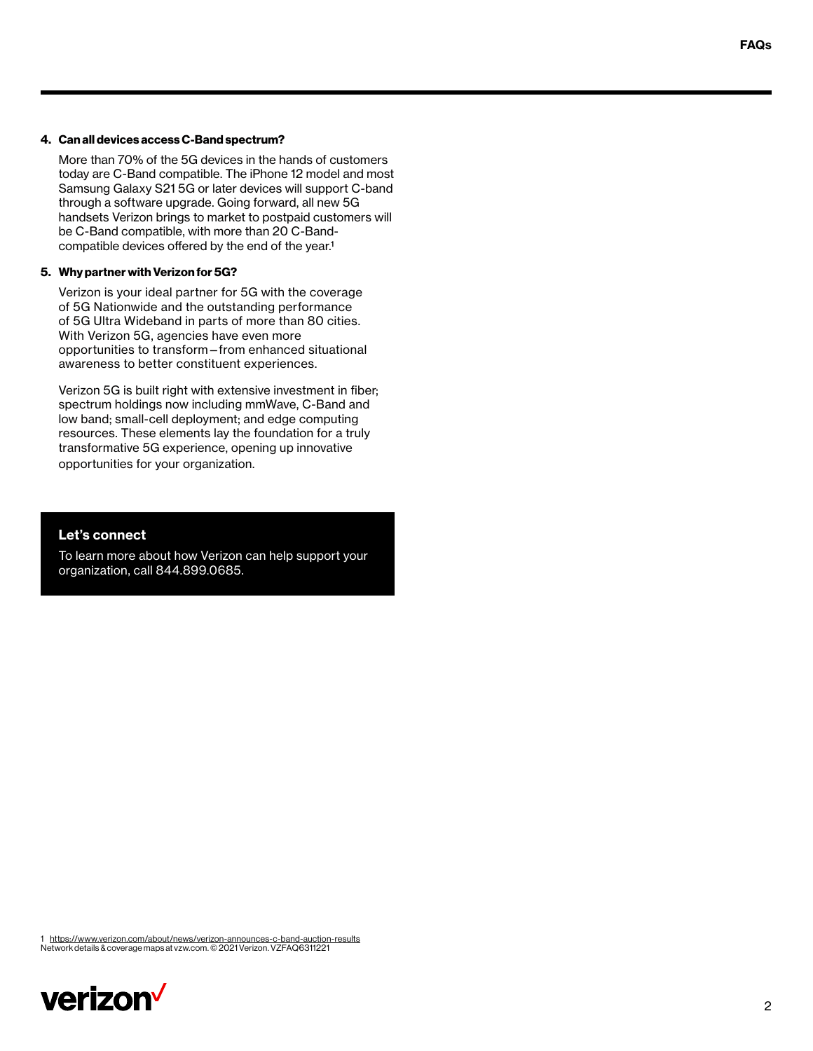4. **Can all devices access C-Band spectrum?**

   More than 70% of the 5G devices in the hands of customers today are C-Band compatible. The iPhone 12 model and most Samsung Galaxy S21 5G or later devices will support C-band through a software upgrade. Going forward, all new 5G handsets Verizon brings to market to postpaid customers will be C-Band compatible, with more than 20 C-Band-compatible devices offered by the end of the year.[1]

5. **Why partner with Verizon for 5G?**

   Verizon is your ideal partner for 5G with the coverage of 5G Nationwide and the outstanding performance of 5G Ultra Wideband in parts of more than 80 cities. With Verizon 5G, agencies have even more opportunities to transform—from enhanced situational awareness to better constituent experiences.

   Verizon 5G is built right with extensive investment in fiber; spectrum holdings now including mmWave, C-Band and low band; small-cell deployment; and edge computing resources. These elements lay the foundation for a truly transformative 5G experience, opening up innovative opportunities for your organization.

**Let's connect**

To learn more about how Verizon can help support your organization, call 844.899.0685.

1 https://www.verizon.com/about/news/verizon-announces-c-band-auction-results
Network details & coverage maps at vzw.com. © 2021 Verizon. VZFAQ6311221